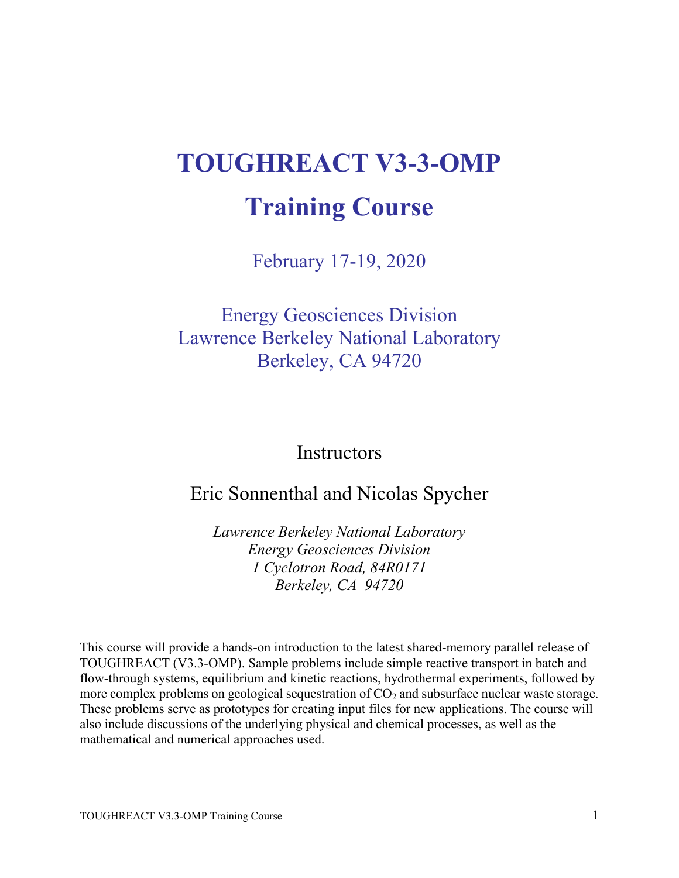# TOUGHREACT V3-3-OMP

# Training Course

February 17-19, 2020

Energy Geosciences Division
Lawrence Berkeley National Laboratory
Berkeley, CA 94720

## Instructors

### Eric Sonnenthal and Nicolas Spycher

*Lawrence Berkeley National Laboratory*
*Energy Geosciences Division*
*1 Cyclotron Road, 84R0171*
*Berkeley, CA 94720*

This course will provide a hands-on introduction to the latest shared-memory parallel release of TOUGHREACT (V3.3-OMP). Sample problems include simple reactive transport in batch and flow-through systems, equilibrium and kinetic reactions, hydrothermal experiments, followed by more complex problems on geological sequestration of $CO_2$ and subsurface nuclear waste storage. These problems serve as prototypes for creating input files for new applications. The course will also include discussions of the underlying physical and chemical processes, as well as the mathematical and numerical approaches used.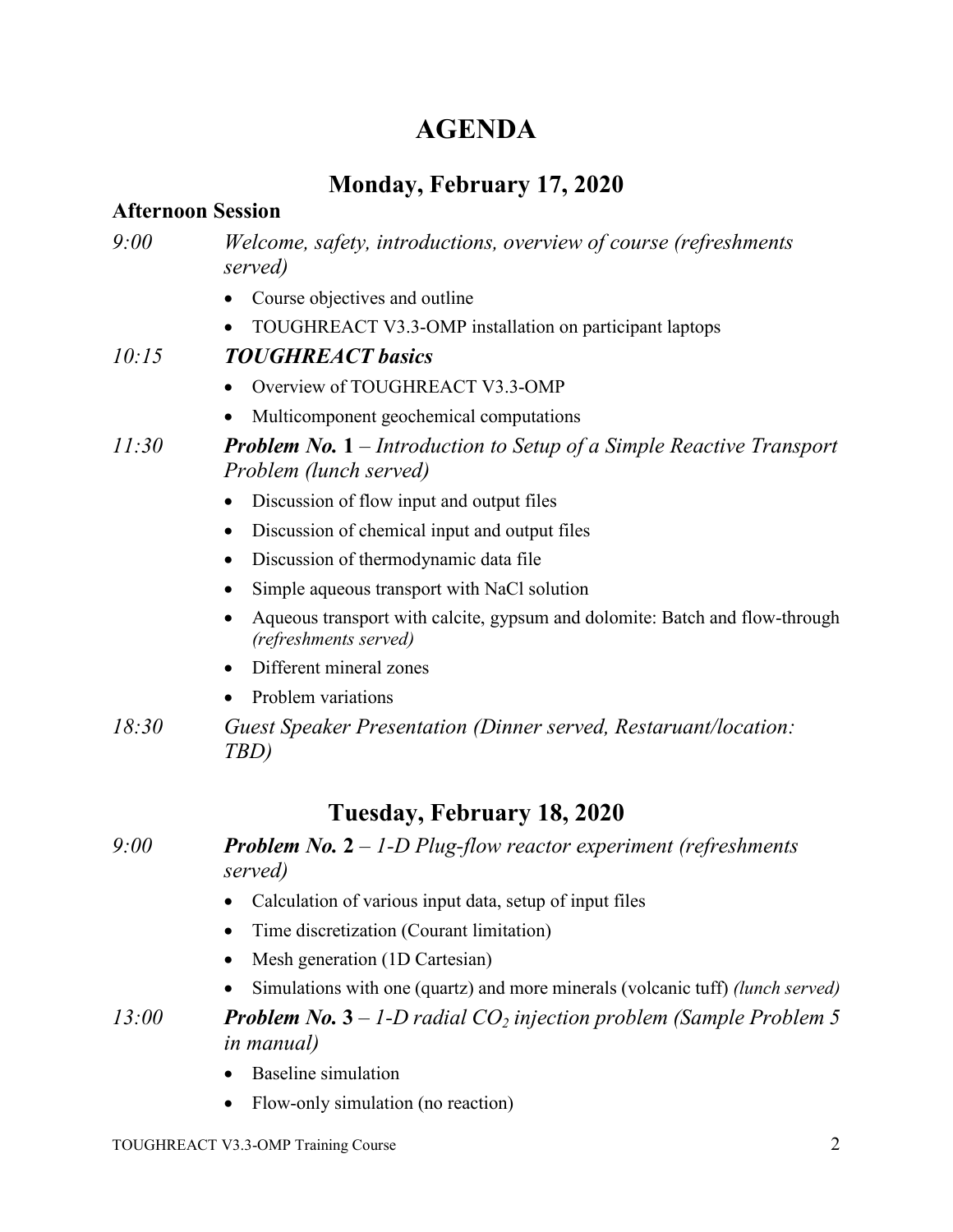# AGENDA

## Monday, February 17, 2020

### Afternoon Session

*9:00* *Welcome, safety, introductions, overview of course (refreshments served)*

- Course objectives and outline
- TOUGHREACT V3.3-OMP installation on participant laptops

*10:15* ***TOUGHREACT basics***

- Overview of TOUGHREACT V3.3-OMP
- Multicomponent geochemical computations

*11:30* ***Problem No.* 1** *– Introduction to Setup of a Simple Reactive Transport Problem (lunch served)*

- Discussion of flow input and output files
- Discussion of chemical input and output files
- Discussion of thermodynamic data file
- Simple aqueous transport with NaCl solution
- Aqueous transport with calcite, gypsum and dolomite: Batch and flow-through *(refreshments served)*
- Different mineral zones
- Problem variations

*18:30* *Guest Speaker Presentation (Dinner served, Restaruant/location: TBD)*

## Tuesday, February 18, 2020

*9:00* ***Problem No.* 2** *– 1-D Plug-flow reactor experiment (refreshments served)*

- Calculation of various input data, setup of input files
- Time discretization (Courant limitation)
- Mesh generation (1D Cartesian)
- Simulations with one (quartz) and more minerals (volcanic tuff) *(lunch served)*

*13:00* ***Problem No.* 3** *– 1-D radial $CO_2$ injection problem (Sample Problem 5 in manual)*

- Baseline simulation
- Flow-only simulation (no reaction)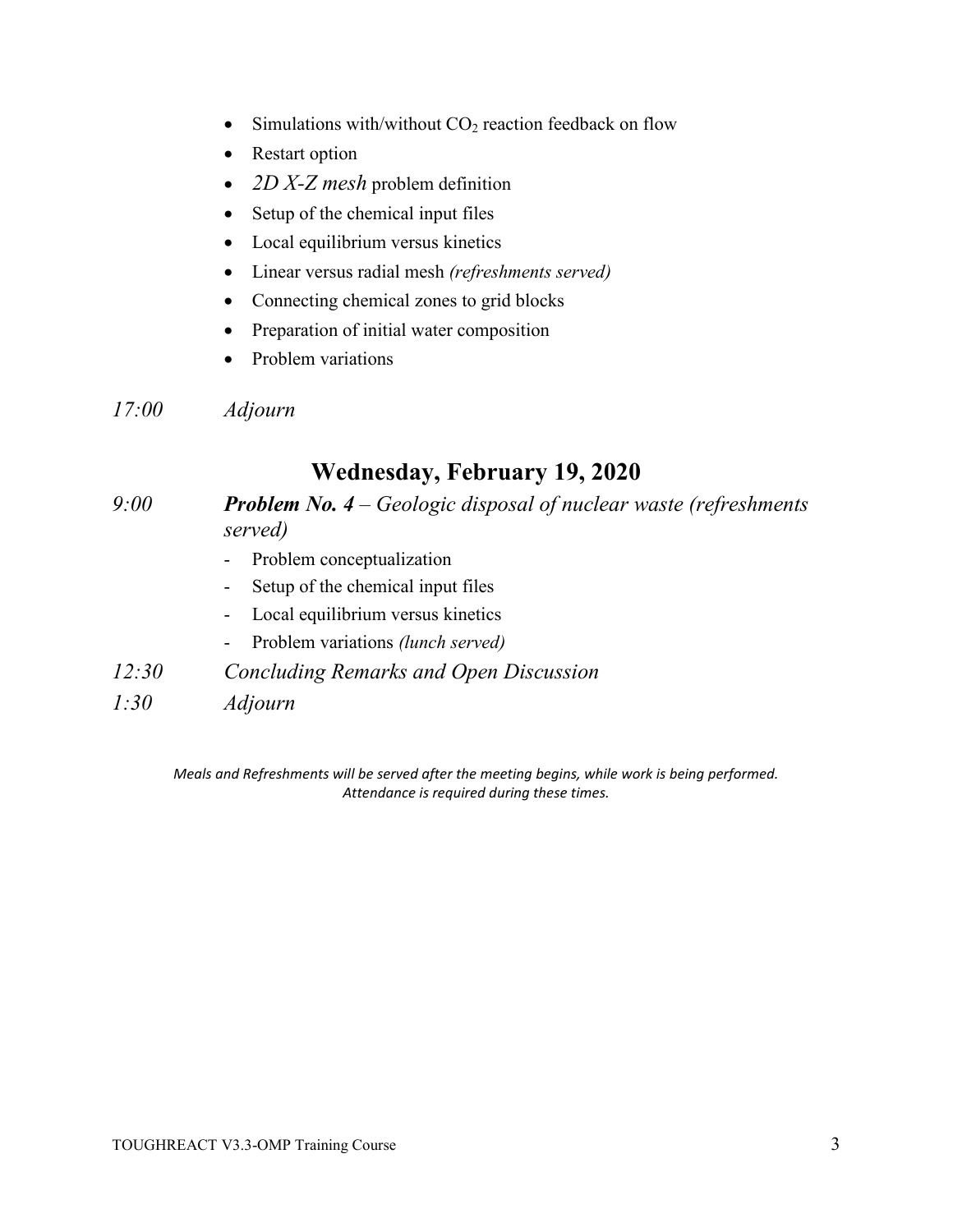- Simulations with/without $CO_2$ reaction feedback on flow
- Restart option
- *2D X-Z mesh* problem definition
- Setup of the chemical input files
- Local equilibrium versus kinetics
- Linear versus radial mesh *(refreshments served)*
- Connecting chemical zones to grid blocks
- Preparation of initial water composition
- Problem variations

*17:00* *Adjourn*

## Wednesday, February 19, 2020

*9:00* ***Problem No. 4*** *– Geologic disposal of nuclear waste (refreshments served)*

- Problem conceptualization
- Setup of the chemical input files
- Local equilibrium versus kinetics
- Problem variations *(lunch served)*

*12:30* *Concluding Remarks and Open Discussion*

*1:30* *Adjourn*

*Meals and Refreshments will be served after the meeting begins, while work is being performed. Attendance is required during these times.*